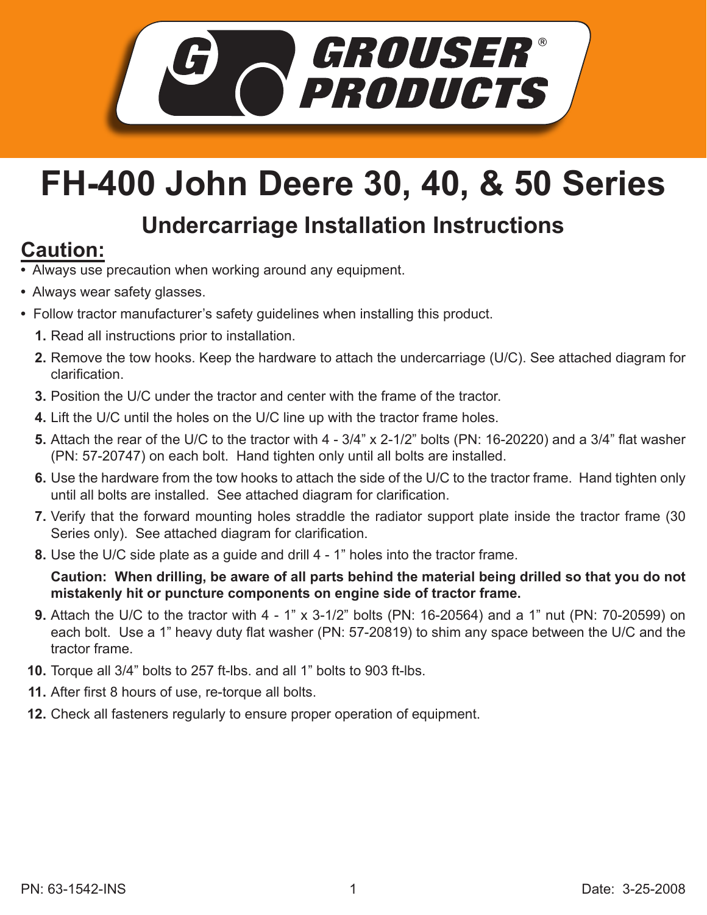# FH-400 John Deere 30, 40, & 50 Series

## Undercarriage Installation Instructions

### Caution:

- Always use precaution when working around any equipment.
- Always wear safety glasses.
- Follow tractor manufacturer's safety guidelines when installing this product.

1. Read all instructions prior to installation.
2. Remove the tow hooks. Keep the hardware to attach the undercarriage (U/C). See attached diagram for clarification.
3. Position the U/C under the tractor and center with the frame of the tractor.
4. Lift the U/C until the holes on the U/C line up with the tractor frame holes.
5. Attach the rear of the U/C to the tractor with 4 - 3/4" x 2-1/2" bolts (PN: 16-20220) and a 3/4" flat washer (PN: 57-20747) on each bolt. Hand tighten only until all bolts are installed.
6. Use the hardware from the tow hooks to attach the side of the U/C to the tractor frame. Hand tighten only until all bolts are installed. See attached diagram for clarification.
7. Verify that the forward mounting holes straddle the radiator support plate inside the tractor frame (30 Series only). See attached diagram for clarification.
8. Use the U/C side plate as a guide and drill 4 - 1" holes into the tractor frame.

   **Caution: When drilling, be aware of all parts behind the material being drilled so that you do not mistakenly hit or puncture components on engine side of tractor frame.**

9. Attach the U/C to the tractor with 4 - 1" x 3-1/2" bolts (PN: 16-20564) and a 1" nut (PN: 70-20599) on each bolt. Use a 1" heavy duty flat washer (PN: 57-20819) to shim any space between the U/C and the tractor frame.
10. Torque all 3/4" bolts to 257 ft-lbs. and all 1" bolts to 903 ft-lbs.
11. After first 8 hours of use, re-torque all bolts.
12. Check all fasteners regularly to ensure proper operation of equipment.

PN: 63-1542-INS

Date: 3-25-2008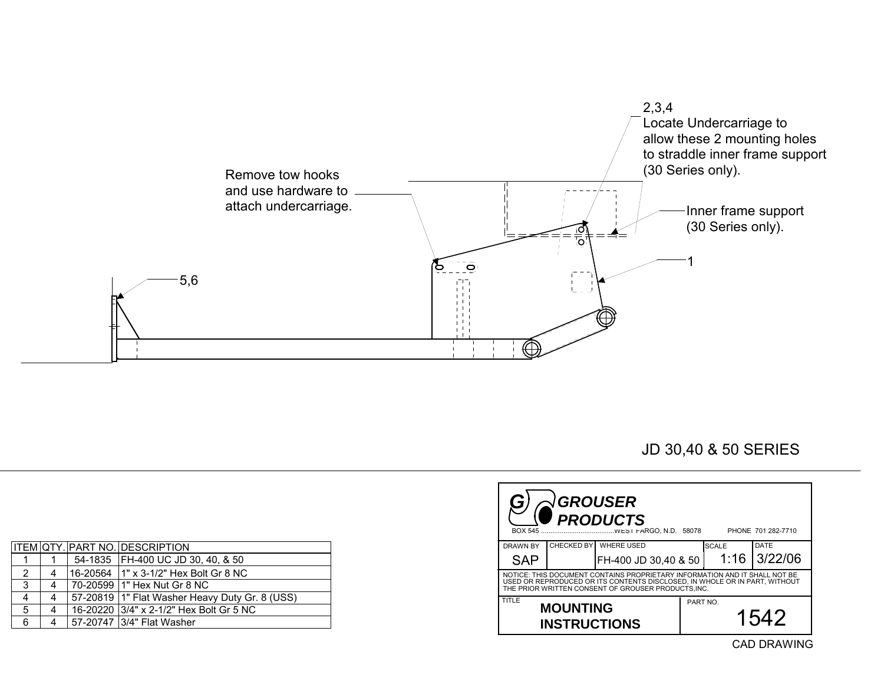Remove tow hooks and use hardware to attach undercarriage.

2,3,4
Locate Undercarriage to allow these 2 mounting holes to straddle inner frame support (30 Series only).

Inner frame support (30 Series only).

1

5,6

JD 30,40 & 50 SERIES

| ITEM | QTY. | PART NO. | DESCRIPTION |
|---|---|---|---|
| 1 | 1 | 54-1835 | FH-400 UC JD 30, 40, & 50 |
| 2 | 4 | 16-20564 | 1" x 3-1/2" Hex Bolt Gr 8 NC |
| 3 | 4 | 70-20599 | 1" Hex Nut Gr 8 NC |
| 4 | 4 | 57-20819 | 1" Flat Washer Heavy Duty Gr. 8 (USS) |
| 5 | 4 | 16-20220 | 3/4" x 2-1/2" Hex Bolt Gr 5 NC |
| 6 | 4 | 57-20747 | 3/4" Flat Washer |

**GROUSER PRODUCTS**
BOX 545 ........................................WEST FARGO, N.D. 58078 PHONE 701 282-7710

| DRAWN BY | CHECKED BY | WHERE USED | SCALE | DATE |
|---|---|---|---|---|
| SAP | | FH-400 JD 30,40 & 50 | 1:16 | 3/22/06 |

NOTICE: THIS DOCUMENT CONTAINS PROPRIETARY INFORMATION AND IT SHALL NOT BE USED OR REPRODUCED OR ITS CONTENTS DISCLOSED, IN WHOLE OR IN PART, WITHOUT THE PRIOR WRITTEN CONSENT OF GROUSER PRODUCTS,INC.

TITLE: **MOUNTING INSTRUCTIONS**

PART NO. 1542

CAD DRAWING